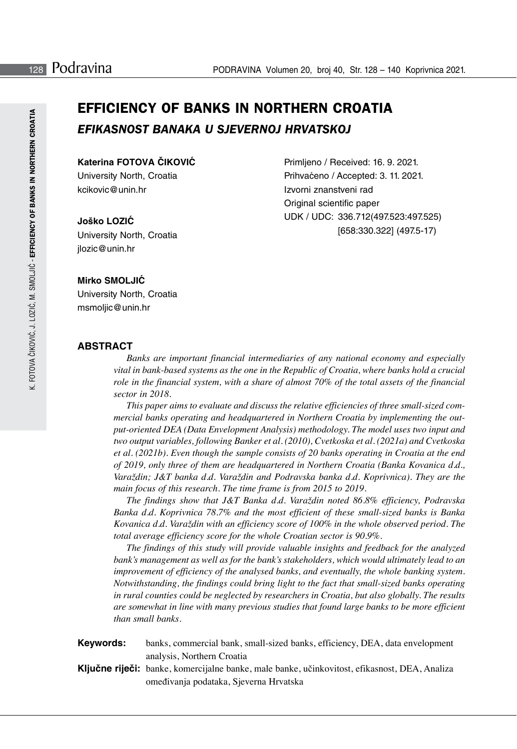# EFFICIENCY OF BANKS IN NORTHERN CROATIA

## *EFIKASNOST BANAKA U SJEVERNOJ HRVATSKOJ*

**Katerina FOTOVA ČIKOVIĆ**
University North, Croatia
kcikovic@unin.hr

**Joško LOZIĆ**
University North, Croatia
jlozic@unin.hr

**Mirko SMOLJIĆ**
University North, Croatia
msmoljic@unin.hr

Primljeno / Received: 16. 9. 2021.
Prihvaćeno / Accepted: 3. 11. 2021.
Izvorni znanstveni rad
Original scientific paper
UDK / UDC: 336.712(497.523:497.525)
[658:330.322] (497.5-17)

### ABSTRACT

*Banks are important financial intermediaries of any national economy and especially vital in bank-based systems as the one in the Republic of Croatia, where banks hold a crucial role in the financial system, with a share of almost 70% of the total assets of the financial sector in 2018.*

*This paper aims to evaluate and discuss the relative efficiencies of three small-sized commercial banks operating and headquartered in Northern Croatia by implementing the output-oriented DEA (Data Envelopment Analysis) methodology. The model uses two input and two output variables, following Banker et al. (2010), Cvetkoska et al. (2021a) and Cvetkoska et al. (2021b). Even though the sample consists of 20 banks operating in Croatia at the end of 2019, only three of them are headquartered in Northern Croatia (Banka Kovanica d.d., Varaždin; J&T banka d.d. Varaždin and Podravska banka d.d. Koprivnica). They are the main focus of this research. The time frame is from 2015 to 2019.*

*The findings show that J&T Banka d.d. Varaždin noted 86.8% efficiency, Podravska Banka d.d. Koprivnica 78.7% and the most efficient of these small-sized banks is Banka Kovanica d.d. Varaždin with an efficiency score of 100% in the whole observed period. The total average efficiency score for the whole Croatian sector is 90.9%.*

*The findings of this study will provide valuable insights and feedback for the analyzed bank's management as well as for the bank's stakeholders, which would ultimately lead to an improvement of efficiency of the analysed banks, and eventually, the whole banking system. Notwithstanding, the findings could bring light to the fact that small-sized banks operating in rural counties could be neglected by researchers in Croatia, but also globally. The results are somewhat in line with many previous studies that found large banks to be more efficient than small banks.*

**Keywords:** banks, commercial bank, small-sized banks, efficiency, DEA, data envelopment analysis, Northern Croatia

**Ključne riječi:** banke, komercijalne banke, male banke, učinkovitost, efikasnost, DEA, Analiza omeđivanja podataka, Sjeverna Hrvatska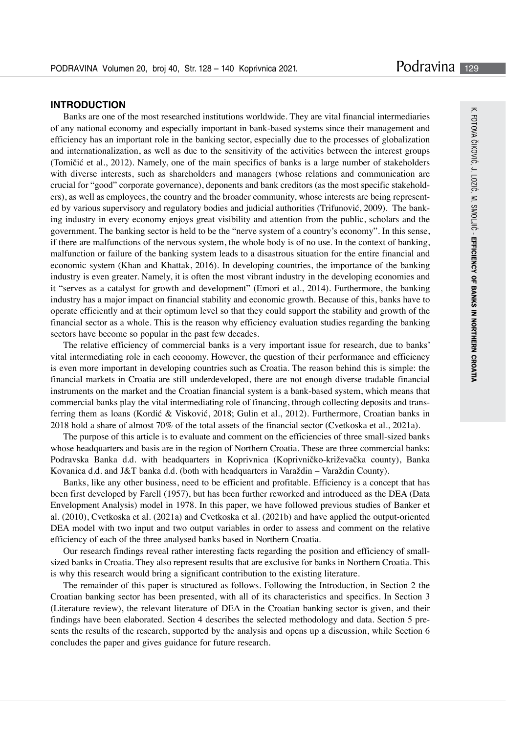## INTRODUCTION

Banks are one of the most researched institutions worldwide. They are vital financial intermediaries of any national economy and especially important in bank-based systems since their management and efficiency has an important role in the banking sector, especially due to the processes of globalization and internationalization, as well as due to the sensitivity of the activities between the interest groups (Tomičić et al., 2012). Namely, one of the main specifics of banks is a large number of stakeholders with diverse interests, such as shareholders and managers (whose relations and communication are crucial for "good" corporate governance), deponents and bank creditors (as the most specific stakeholders), as well as employees, the country and the broader community, whose interests are being represented by various supervisory and regulatory bodies and judicial authorities (Trifunović, 2009). The banking industry in every economy enjoys great visibility and attention from the public, scholars and the government. The banking sector is held to be the "nerve system of a country's economy". In this sense, if there are malfunctions of the nervous system, the whole body is of no use. In the context of banking, malfunction or failure of the banking system leads to a disastrous situation for the entire financial and economic system (Khan and Khattak, 2016). In developing countries, the importance of the banking industry is even greater. Namely, it is often the most vibrant industry in the developing economies and it "serves as a catalyst for growth and development" (Emori et al., 2014). Furthermore, the banking industry has a major impact on financial stability and economic growth. Because of this, banks have to operate efficiently and at their optimum level so that they could support the stability and growth of the financial sector as a whole. This is the reason why efficiency evaluation studies regarding the banking sectors have become so popular in the past few decades.

The relative efficiency of commercial banks is a very important issue for research, due to banks' vital intermediating role in each economy. However, the question of their performance and efficiency is even more important in developing countries such as Croatia. The reason behind this is simple: the financial markets in Croatia are still underdeveloped, there are not enough diverse tradable financial instruments on the market and the Croatian financial system is a bank-based system, which means that commercial banks play the vital intermediating role of financing, through collecting deposits and transferring them as loans (Kordić & Visković, 2018; Gulin et al., 2012). Furthermore, Croatian banks in 2018 hold a share of almost 70% of the total assets of the financial sector (Cvetkoska et al., 2021a).

The purpose of this article is to evaluate and comment on the efficiencies of three small-sized banks whose headquarters and basis are in the region of Northern Croatia. These are three commercial banks: Podravska Banka d.d. with headquarters in Koprivnica (Koprivničko-križevačka county), Banka Kovanica d.d. and J&T banka d.d. (both with headquarters in Varaždin – Varaždin County).

Banks, like any other business, need to be efficient and profitable. Efficiency is a concept that has been first developed by Farell (1957), but has been further reworked and introduced as the DEA (Data Envelopment Analysis) model in 1978. In this paper, we have followed previous studies of Banker et al. (2010), Cvetkoska et al. (2021a) and Cvetkoska et al. (2021b) and have applied the output-oriented DEA model with two input and two output variables in order to assess and comment on the relative efficiency of each of the three analysed banks based in Northern Croatia.

Our research findings reveal rather interesting facts regarding the position and efficiency of small-sized banks in Croatia. They also represent results that are exclusive for banks in Northern Croatia. This is why this research would bring a significant contribution to the existing literature.

The remainder of this paper is structured as follows. Following the Introduction, in Section 2 the Croatian banking sector has been presented, with all of its characteristics and specifics. In Section 3 (Literature review), the relevant literature of DEA in the Croatian banking sector is given, and their findings have been elaborated. Section 4 describes the selected methodology and data. Section 5 presents the results of the research, supported by the analysis and opens up a discussion, while Section 6 concludes the paper and gives guidance for future research.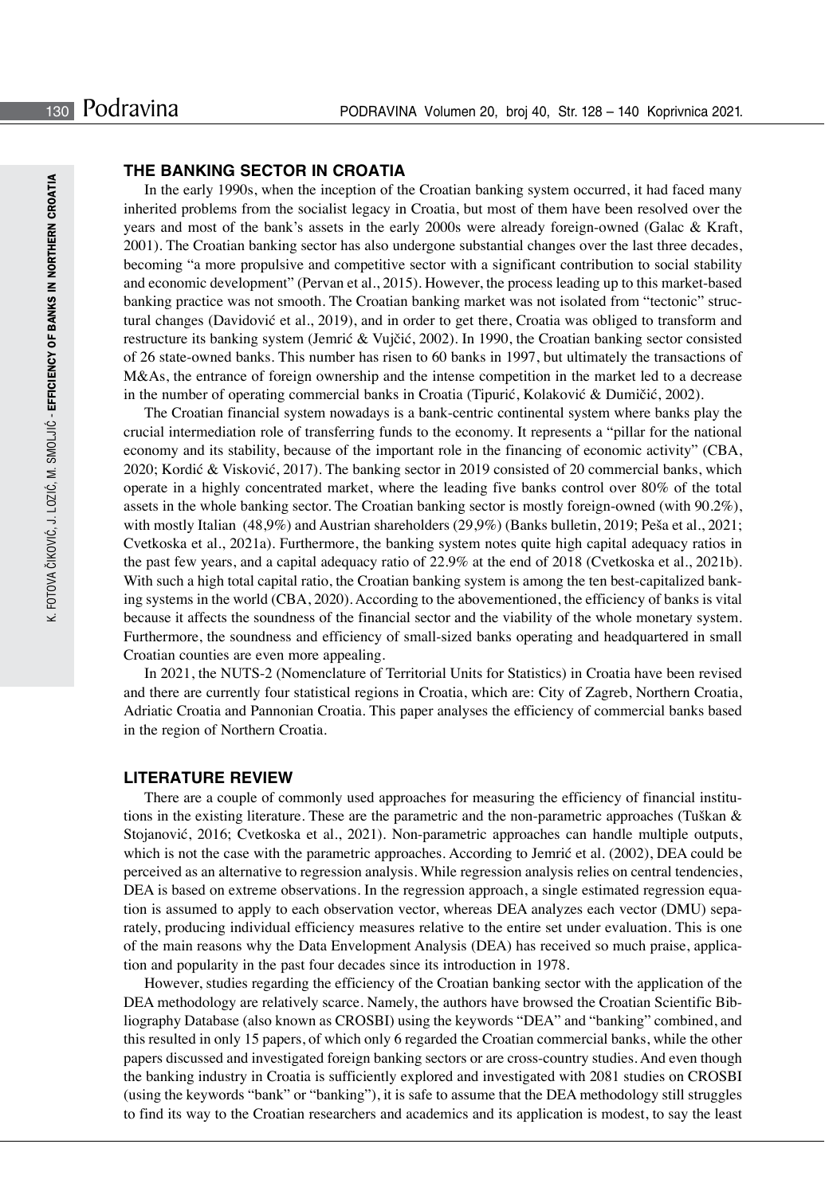## THE BANKING SECTOR IN CROATIA

In the early 1990s, when the inception of the Croatian banking system occurred, it had faced many inherited problems from the socialist legacy in Croatia, but most of them have been resolved over the years and most of the bank's assets in the early 2000s were already foreign-owned (Galac & Kraft, 2001). The Croatian banking sector has also undergone substantial changes over the last three decades, becoming "a more propulsive and competitive sector with a significant contribution to social stability and economic development" (Pervan et al., 2015). However, the process leading up to this market-based banking practice was not smooth. The Croatian banking market was not isolated from "tectonic" structural changes (Davidović et al., 2019), and in order to get there, Croatia was obliged to transform and restructure its banking system (Jemrić & Vujčić, 2002). In 1990, the Croatian banking sector consisted of 26 state-owned banks. This number has risen to 60 banks in 1997, but ultimately the transactions of M&As, the entrance of foreign ownership and the intense competition in the market led to a decrease in the number of operating commercial banks in Croatia (Tipurić, Kolaković & Dumičić, 2002).

The Croatian financial system nowadays is a bank-centric continental system where banks play the crucial intermediation role of transferring funds to the economy. It represents a "pillar for the national economy and its stability, because of the important role in the financing of economic activity" (CBA, 2020; Kordić & Visković, 2017). The banking sector in 2019 consisted of 20 commercial banks, which operate in a highly concentrated market, where the leading five banks control over 80% of the total assets in the whole banking sector. The Croatian banking sector is mostly foreign-owned (with 90.2%), with mostly Italian (48,9%) and Austrian shareholders (29,9%) (Banks bulletin, 2019; Peša et al., 2021; Cvetkoska et al., 2021a). Furthermore, the banking system notes quite high capital adequacy ratios in the past few years, and a capital adequacy ratio of 22.9% at the end of 2018 (Cvetkoska et al., 2021b). With such a high total capital ratio, the Croatian banking system is among the ten best-capitalized banking systems in the world (CBA, 2020). According to the abovementioned, the efficiency of banks is vital because it affects the soundness of the financial sector and the viability of the whole monetary system. Furthermore, the soundness and efficiency of small-sized banks operating and headquartered in small Croatian counties are even more appealing.

In 2021, the NUTS-2 (Nomenclature of Territorial Units for Statistics) in Croatia have been revised and there are currently four statistical regions in Croatia, which are: City of Zagreb, Northern Croatia, Adriatic Croatia and Pannonian Croatia. This paper analyses the efficiency of commercial banks based in the region of Northern Croatia.

## LITERATURE REVIEW

There are a couple of commonly used approaches for measuring the efficiency of financial institutions in the existing literature. These are the parametric and the non-parametric approaches (Tuškan & Stojanović, 2016; Cvetkoska et al., 2021). Non-parametric approaches can handle multiple outputs, which is not the case with the parametric approaches. According to Jemrić et al. (2002), DEA could be perceived as an alternative to regression analysis. While regression analysis relies on central tendencies, DEA is based on extreme observations. In the regression approach, a single estimated regression equation is assumed to apply to each observation vector, whereas DEA analyzes each vector (DMU) separately, producing individual efficiency measures relative to the entire set under evaluation. This is one of the main reasons why the Data Envelopment Analysis (DEA) has received so much praise, application and popularity in the past four decades since its introduction in 1978.

However, studies regarding the efficiency of the Croatian banking sector with the application of the DEA methodology are relatively scarce. Namely, the authors have browsed the Croatian Scientific Bibliography Database (also known as CROSBI) using the keywords "DEA" and "banking" combined, and this resulted in only 15 papers, of which only 6 regarded the Croatian commercial banks, while the other papers discussed and investigated foreign banking sectors or are cross-country studies. And even though the banking industry in Croatia is sufficiently explored and investigated with 2081 studies on CROSBI (using the keywords "bank" or "banking"), it is safe to assume that the DEA methodology still struggles to find its way to the Croatian researchers and academics and its application is modest, to say the least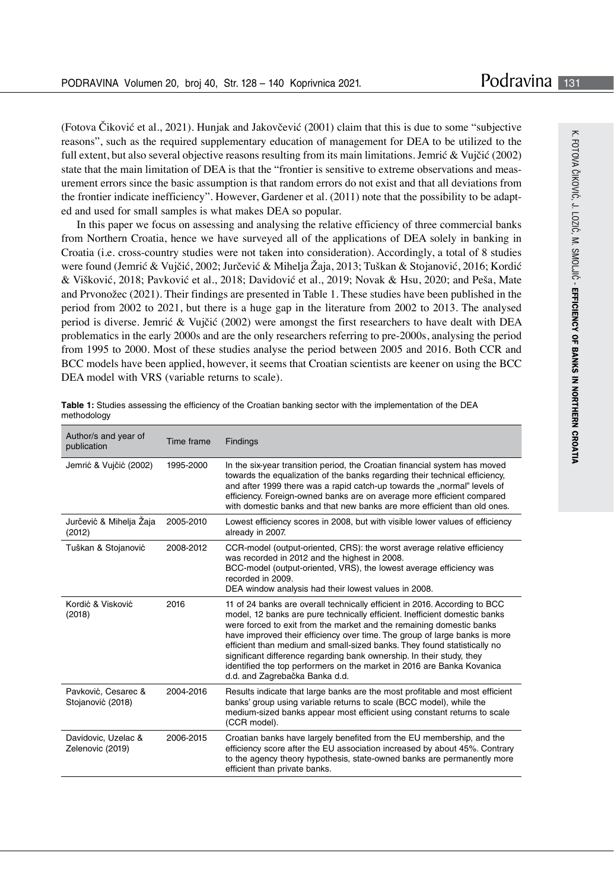(Fotova Čiković et al., 2021). Hunjak and Jakovčević (2001) claim that this is due to some "subjective reasons", such as the required supplementary education of management for DEA to be utilized to the full extent, but also several objective reasons resulting from its main limitations. Jemrić & Vujčić (2002) state that the main limitation of DEA is that the "frontier is sensitive to extreme observations and measurement errors since the basic assumption is that random errors do not exist and that all deviations from the frontier indicate inefficiency". However, Gardener et al. (2011) note that the possibility to be adapted and used for small samples is what makes DEA so popular.

In this paper we focus on assessing and analysing the relative efficiency of three commercial banks from Northern Croatia, hence we have surveyed all of the applications of DEA solely in banking in Croatia (i.e. cross-country studies were not taken into consideration). Accordingly, a total of 8 studies were found (Jemrić & Vujčić, 2002; Jurčević & Mihelja Žaja, 2013; Tuškan & Stojanović, 2016; Kordić & Višković, 2018; Pavković et al., 2018; Davidović et al., 2019; Novak & Hsu, 2020; and Peša, Mate and Prvonožec (2021). Their findings are presented in Table 1. These studies have been published in the period from 2002 to 2021, but there is a huge gap in the literature from 2002 to 2013. The analysed period is diverse. Jemrić & Vujčić (2002) were amongst the first researchers to have dealt with DEA problematics in the early 2000s and are the only researchers referring to pre-2000s, analysing the period from 1995 to 2000. Most of these studies analyse the period between 2005 and 2016. Both CCR and BCC models have been applied, however, it seems that Croatian scientists are keener on using the BCC DEA model with VRS (variable returns to scale).

**Table 1:** Studies assessing the efficiency of the Croatian banking sector with the implementation of the DEA methodology

| Author/s and year of publication | Time frame | Findings |
|---|---|---|
| Jemrić & Vujčić (2002) | 1995-2000 | In the six-year transition period, the Croatian financial system has moved towards the equalization of the banks regarding their technical efficiency, and after 1999 there was a rapid catch-up towards the „normal" levels of efficiency. Foreign-owned banks are on average more efficient compared with domestic banks and that new banks are more efficient than old ones. |
| Jurčević & Mihelja Žaja (2012) | 2005-2010 | Lowest efficiency scores in 2008, but with visible lower values of efficiency already in 2007. |
| Tuškan & Stojanović | 2008-2012 | CCR-model (output-oriented, CRS): the worst average relative efficiency was recorded in 2012 and the highest in 2008.<br>BCC-model (output-oriented, VRS), the lowest average efficiency was recorded in 2009.<br>DEA window analysis had their lowest values in 2008. |
| Kordić & Visković (2018) | 2016 | 11 of 24 banks are overall technically efficient in 2016. According to BCC model, 12 banks are pure technically efficient. Inefficient domestic banks were forced to exit from the market and the remaining domestic banks have improved their efficiency over time. The group of large banks is more efficient than medium and small-sized banks. They found statistically no significant difference regarding bank ownership. In their study, they identified the top performers on the market in 2016 are Banka Kovanica d.d. and Zagrebačka Banka d.d. |
| Pavković, Cesarec & Stojanović (2018) | 2004-2016 | Results indicate that large banks are the most profitable and most efficient banks' group using variable returns to scale (BCC model), while the medium-sized banks appear most efficient using constant returns to scale (CCR model). |
| Davidovic, Uzelac & Zelenovic (2019) | 2006-2015 | Croatian banks have largely benefited from the EU membership, and the efficiency score after the EU association increased by about 45%. Contrary to the agency theory hypothesis, state-owned banks are permanently more efficient than private banks. |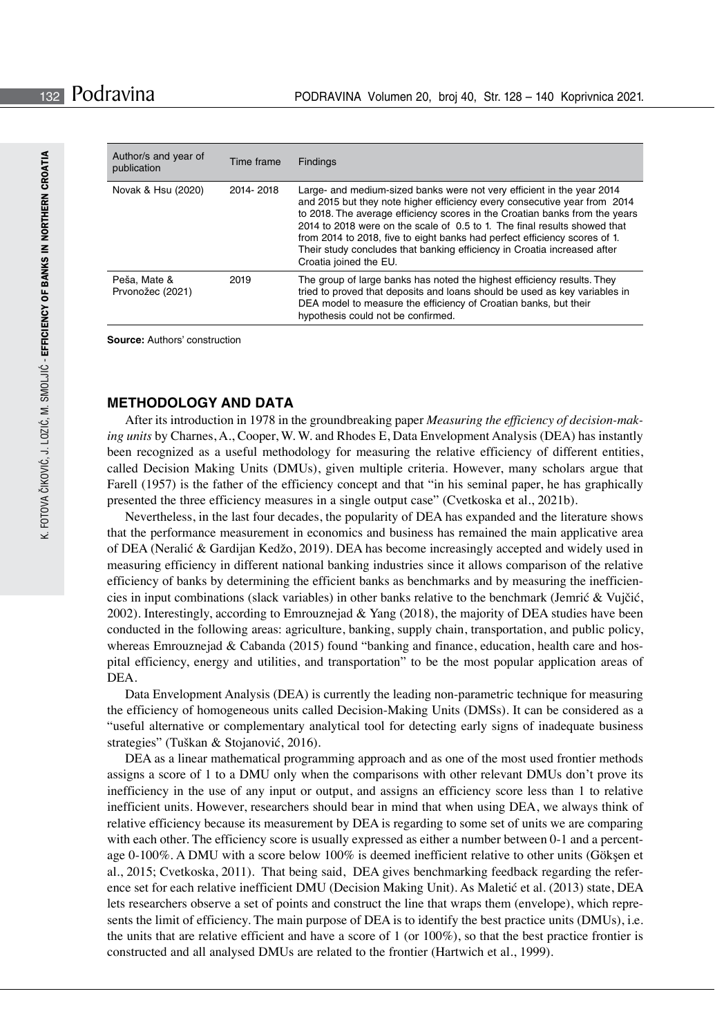| Author/s and year of publication | Time frame | Findings |
|---|---|---|
| Novak & Hsu (2020) | 2014- 2018 | Large- and medium-sized banks were not very efficient in the year 2014 and 2015 but they note higher efficiency every consecutive year from 2014 to 2018. The average efficiency scores in the Croatian banks from the years 2014 to 2018 were on the scale of 0.5 to 1. The final results showed that from 2014 to 2018, five to eight banks had perfect efficiency scores of 1. Their study concludes that banking efficiency in Croatia increased after Croatia joined the EU. |
| Peša, Mate & Prvonožec (2021) | 2019 | The group of large banks has noted the highest efficiency results. They tried to proved that deposits and loans should be used as key variables in DEA model to measure the efficiency of Croatian banks, but their hypothesis could not be confirmed. |

**Source:** Authors' construction

## METHODOLOGY AND DATA

After its introduction in 1978 in the groundbreaking paper *Measuring the efficiency of decision-making units* by Charnes, A., Cooper, W. W. and Rhodes E, Data Envelopment Analysis (DEA) has instantly been recognized as a useful methodology for measuring the relative efficiency of different entities, called Decision Making Units (DMUs), given multiple criteria. However, many scholars argue that Farell (1957) is the father of the efficiency concept and that "in his seminal paper, he has graphically presented the three efficiency measures in a single output case" (Cvetkoska et al., 2021b).

Nevertheless, in the last four decades, the popularity of DEA has expanded and the literature shows that the performance measurement in economics and business has remained the main applicative area of DEA (Neralić & Gardijan Kedžo, 2019). DEA has become increasingly accepted and widely used in measuring efficiency in different national banking industries since it allows comparison of the relative efficiency of banks by determining the efficient banks as benchmarks and by measuring the inefficiencies in input combinations (slack variables) in other banks relative to the benchmark (Jemrić & Vujčić, 2002). Interestingly, according to Emrouznejad & Yang (2018), the majority of DEA studies have been conducted in the following areas: agriculture, banking, supply chain, transportation, and public policy, whereas Emrouznejad & Cabanda (2015) found "banking and finance, education, health care and hospital efficiency, energy and utilities, and transportation" to be the most popular application areas of DEA.

Data Envelopment Analysis (DEA) is currently the leading non-parametric technique for measuring the efficiency of homogeneous units called Decision-Making Units (DMSs). It can be considered as a "useful alternative or complementary analytical tool for detecting early signs of inadequate business strategies" (Tuškan & Stojanović, 2016).

DEA as a linear mathematical programming approach and as one of the most used frontier methods assigns a score of 1 to a DMU only when the comparisons with other relevant DMUs don't prove its inefficiency in the use of any input or output, and assigns an efficiency score less than 1 to relative inefficient units. However, researchers should bear in mind that when using DEA, we always think of relative efficiency because its measurement by DEA is regarding to some set of units we are comparing with each other. The efficiency score is usually expressed as either a number between 0-1 and a percentage 0-100%. A DMU with a score below 100% is deemed inefficient relative to other units (Gökşen et al., 2015; Cvetkoska, 2011). That being said, DEA gives benchmarking feedback regarding the reference set for each relative inefficient DMU (Decision Making Unit). As Maletić et al. (2013) state, DEA lets researchers observe a set of points and construct the line that wraps them (envelope), which represents the limit of efficiency. The main purpose of DEA is to identify the best practice units (DMUs), i.e. the units that are relative efficient and have a score of 1 (or 100%), so that the best practice frontier is constructed and all analysed DMUs are related to the frontier (Hartwich et al., 1999).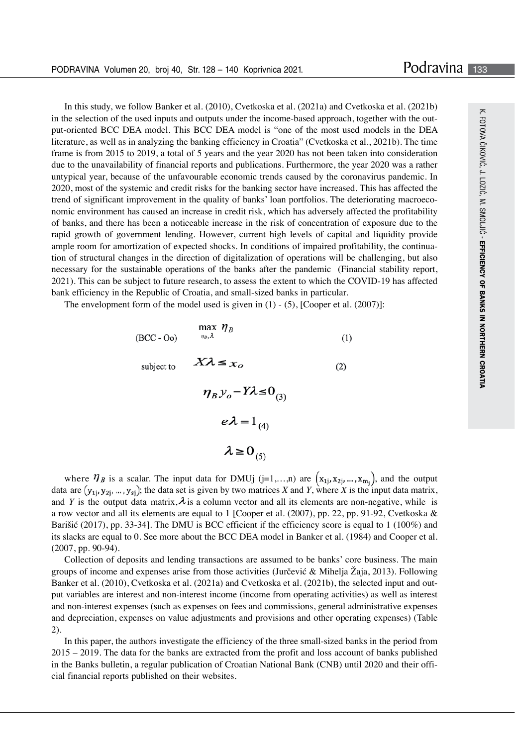In this study, we follow Banker et al. (2010), Cvetkoska et al. (2021a) and Cvetkoska et al. (2021b) in the selection of the used inputs and outputs under the income-based approach, together with the output-oriented BCC DEA model. This BCC DEA model is "one of the most used models in the DEA literature, as well as in analyzing the banking efficiency in Croatia" (Cvetkoska et al., 2021b). The time frame is from 2015 to 2019, a total of 5 years and the year 2020 has not been taken into consideration due to the unavailability of financial reports and publications. Furthermore, the year 2020 was a rather untypical year, because of the unfavourable economic trends caused by the coronavirus pandemic. In 2020, most of the systemic and credit risks for the banking sector have increased. This has affected the trend of significant improvement in the quality of banks' loan portfolios. The deteriorating macroeconomic environment has caused an increase in credit risk, which has adversely affected the profitability of banks, and there has been a noticeable increase in the risk of concentration of exposure due to the rapid growth of government lending. However, current high levels of capital and liquidity provide ample room for amortization of expected shocks. In conditions of impaired profitability, the continuation of structural changes in the direction of digitalization of operations will be challenging, but also necessary for the sustainable operations of the banks after the pandemic (Financial stability report, 2021). This can be subject to future research, to assess the extent to which the COVID-19 has affected bank efficiency in the Republic of Croatia, and small-sized banks in particular.

The envelopment form of the model used is given in (1) - (5), [Cooper et al. (2007)]:

$$\text{(BCC - Oo)} \quad \max_{\eta_B, \lambda} \ \eta_B \tag{1}$$

$$\text{subject to} \quad X\lambda \leq x_o \tag{2}$$

$$\eta_B y_o - Y\lambda \leq 0 \tag{3}$$

$$e\lambda = 1 \tag{4}$$

$$\lambda \geq 0 \tag{5}$$

where $\eta_B$ is a scalar. The input data for DMUj (j=1,…,n) are $(x_{1j}, x_{2j}, \ldots, x_{m_j})$, and the output data are $(y_{1j}, y_{2j}, \ldots, y_{sj})$; the data set is given by two matrices *X* and *Y*, where *X* is the input data matrix, and *Y* is the output data matrix, $\lambda$ is a column vector and all its elements are non-negative, while is a row vector and all its elements are equal to 1 [Cooper et al. (2007), pp. 22, pp. 91-92, Cvetkoska & Barišić (2017), pp. 33-34]. The DMU is BCC efficient if the efficiency score is equal to 1 (100%) and its slacks are equal to 0. See more about the BCC DEA model in Banker et al. (1984) and Cooper et al. (2007, pp. 90-94).

Collection of deposits and lending transactions are assumed to be banks' core business. The main groups of income and expenses arise from those activities (Jurčević & Mihelja Žaja, 2013). Following Banker et al. (2010), Cvetkoska et al. (2021a) and Cvetkoska et al. (2021b), the selected input and output variables are interest and non-interest income (income from operating activities) as well as interest and non-interest expenses (such as expenses on fees and commissions, general administrative expenses and depreciation, expenses on value adjustments and provisions and other operating expenses) (Table 2).

In this paper, the authors investigate the efficiency of the three small-sized banks in the period from 2015 – 2019. The data for the banks are extracted from the profit and loss account of banks published in the Banks bulletin, a regular publication of Croatian National Bank (CNB) until 2020 and their official financial reports published on their websites.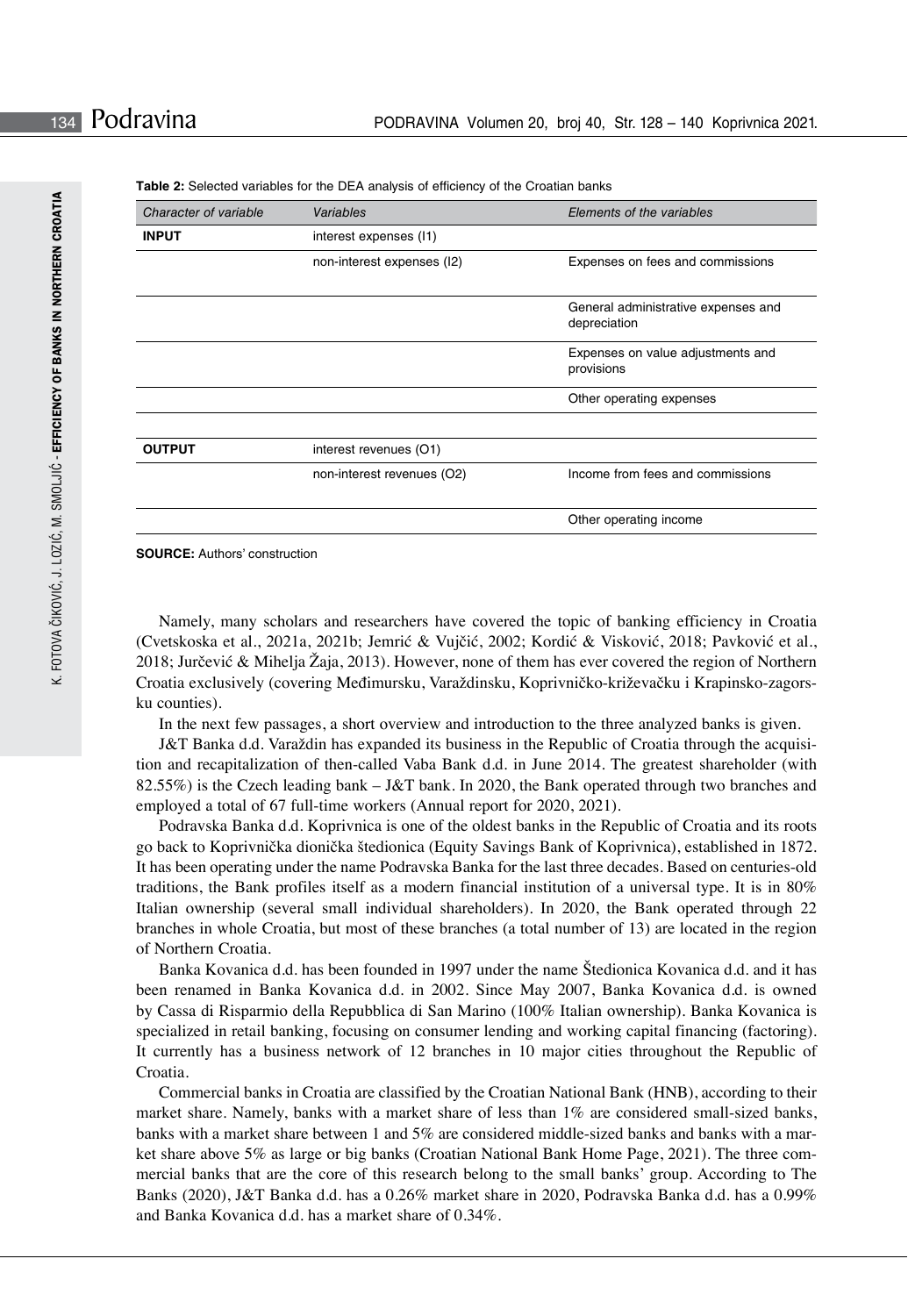**Table 2:** Selected variables for the DEA analysis of efficiency of the Croatian banks

| *Character of variable* | *Variables* | *Elements of the variables* |
|---|---|---|
| **INPUT** | interest expenses (I1) | |
| | non-interest expenses (I2) | Expenses on fees and commissions |
| | | General administrative expenses and depreciation |
| | | Expenses on value adjustments and provisions |
| | | Other operating expenses |
| | | |
| **OUTPUT** | interest revenues (O1) | |
| | non-interest revenues (O2) | Income from fees and commissions |
| | | Other operating income |

**SOURCE:** Authors' construction

Namely, many scholars and researchers have covered the topic of banking efficiency in Croatia (Cvetskoska et al., 2021a, 2021b; Jemrić & Vujčić, 2002; Kordić & Visković, 2018; Pavković et al., 2018; Jurčević & Mihelja Žaja, 2013). However, none of them has ever covered the region of Northern Croatia exclusively (covering Međimursku, Varaždinsku, Koprivničko-križevačku i Krapinsko-zagorsku counties).

In the next few passages, a short overview and introduction to the three analyzed banks is given.

J&T Banka d.d. Varaždin has expanded its business in the Republic of Croatia through the acquisition and recapitalization of then-called Vaba Bank d.d. in June 2014. The greatest shareholder (with 82.55%) is the Czech leading bank – J&T bank. In 2020, the Bank operated through two branches and employed a total of 67 full-time workers (Annual report for 2020, 2021).

Podravska Banka d.d. Koprivnica is one of the oldest banks in the Republic of Croatia and its roots go back to Koprivnička dionička štedionica (Equity Savings Bank of Koprivnica), established in 1872. It has been operating under the name Podravska Banka for the last three decades. Based on centuries-old traditions, the Bank profiles itself as a modern financial institution of a universal type. It is in 80% Italian ownership (several small individual shareholders). In 2020, the Bank operated through 22 branches in whole Croatia, but most of these branches (a total number of 13) are located in the region of Northern Croatia.

Banka Kovanica d.d. has been founded in 1997 under the name Štedionica Kovanica d.d. and it has been renamed in Banka Kovanica d.d. in 2002. Since May 2007, Banka Kovanica d.d. is owned by Cassa di Risparmio della Repubblica di San Marino (100% Italian ownership). Banka Kovanica is specialized in retail banking, focusing on consumer lending and working capital financing (factoring). It currently has a business network of 12 branches in 10 major cities throughout the Republic of Croatia.

Commercial banks in Croatia are classified by the Croatian National Bank (HNB), according to their market share. Namely, banks with a market share of less than 1% are considered small-sized banks, banks with a market share between 1 and 5% are considered middle-sized banks and banks with a market share above 5% as large or big banks (Croatian National Bank Home Page, 2021). The three commercial banks that are the core of this research belong to the small banks' group. According to The Banks (2020), J&T Banka d.d. has a 0.26% market share in 2020, Podravska Banka d.d. has a 0.99% and Banka Kovanica d.d. has a market share of 0.34%.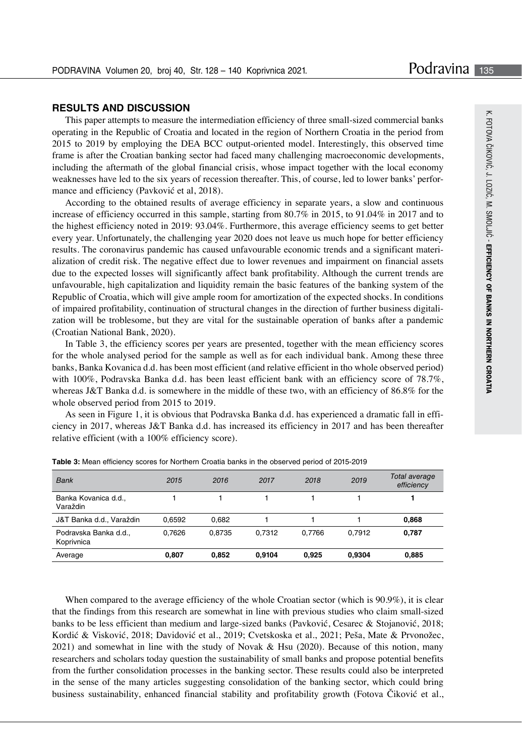## RESULTS AND DISCUSSION

This paper attempts to measure the intermediation efficiency of three small-sized commercial banks operating in the Republic of Croatia and located in the region of Northern Croatia in the period from 2015 to 2019 by employing the DEA BCC output-oriented model. Interestingly, this observed time frame is after the Croatian banking sector had faced many challenging macroeconomic developments, including the aftermath of the global financial crisis, whose impact together with the local economy weaknesses have led to the six years of recession thereafter. This, of course, led to lower banks' performance and efficiency (Pavković et al, 2018).

According to the obtained results of average efficiency in separate years, a slow and continuous increase of efficiency occurred in this sample, starting from 80.7% in 2015, to 91.04% in 2017 and to the highest efficiency noted in 2019: 93.04%. Furthermore, this average efficiency seems to get better every year. Unfortunately, the challenging year 2020 does not leave us much hope for better efficiency results. The coronavirus pandemic has caused unfavourable economic trends and a significant materialization of credit risk. The negative effect due to lower revenues and impairment on financial assets due to the expected losses will significantly affect bank profitability. Although the current trends are unfavourable, high capitalization and liquidity remain the basic features of the banking system of the Republic of Croatia, which will give ample room for amortization of the expected shocks. In conditions of impaired profitability, continuation of structural changes in the direction of further business digitalization will be troblesome, but they are vital for the sustainable operation of banks after a pandemic (Croatian National Bank, 2020).

In Table 3, the efficiency scores per years are presented, together with the mean efficiency scores for the whole analysed period for the sample as well as for each individual bank. Among these three banks, Banka Kovanica d.d. has been most efficient (and relative efficient in tho whole observed period) with 100%, Podravska Banka d.d. has been least efficient bank with an efficiency score of 78.7%, whereas J&T Banka d.d. is somewhere in the middle of these two, with an efficiency of 86.8% for the whole observed period from 2015 to 2019.

As seen in Figure 1, it is obvious that Podravska Banka d.d. has experienced a dramatic fall in efficiency in 2017, whereas J&T Banka d.d. has increased its efficiency in 2017 and has been thereafter relative efficient (with a 100% efficiency score).

**Table 3:** Mean efficiency scores for Northern Croatia banks in the observed period of 2015-2019

| *Bank* | *2015* | *2016* | *2017* | *2018* | *2019* | *Total average efficiency* |
|---|---|---|---|---|---|---|
| Banka Kovanica d.d., Varaždin | 1 | 1 | 1 | 1 | 1 | **1** |
| J&T Banka d.d., Varaždin | 0,6592 | 0,682 | 1 | 1 | 1 | **0,868** |
| Podravska Banka d.d., Koprivnica | 0,7626 | 0,8735 | 0,7312 | 0,7766 | 0,7912 | **0,787** |
| Average | **0,807** | **0,852** | **0,9104** | **0,925** | **0,9304** | **0,885** |

When compared to the average efficiency of the whole Croatian sector (which is 90.9%), it is clear that the findings from this research are somewhat in line with previous studies who claim small-sized banks to be less efficient than medium and large-sized banks (Pavković, Cesarec & Stojanović, 2018; Kordić & Visković, 2018; Davidović et al., 2019; Cvetskoska et al., 2021; Peša, Mate & Prvonožec, 2021) and somewhat in line with the study of Novak & Hsu (2020). Because of this notion, many researchers and scholars today question the sustainability of small banks and propose potential benefits from the further consolidation processes in the banking sector. These results could also be interpreted in the sense of the many articles suggesting consolidation of the banking sector, which could bring business sustainability, enhanced financial stability and profitability growth (Fotova Čiković et al.,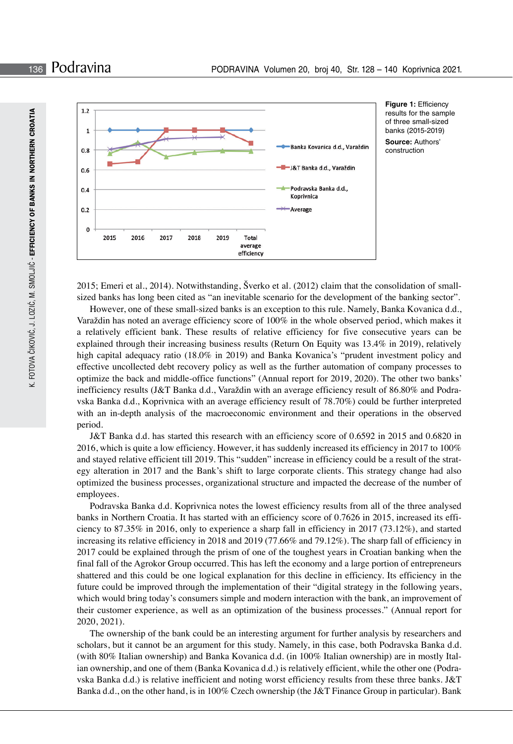**Figure 1:** Efficiency results for the sample of three small-sized banks (2015-2019)

**Source:** Authors' construction

2015; Emeri et al., 2014). Notwithstanding, Šverko et al. (2012) claim that the consolidation of small-sized banks has long been cited as "an inevitable scenario for the development of the banking sector".

However, one of these small-sized banks is an exception to this rule. Namely, Banka Kovanica d.d., Varaždin has noted an average efficiency score of 100% in the whole observed period, which makes it a relatively efficient bank. These results of relative efficiency for five consecutive years can be explained through their increasing business results (Return On Equity was 13.4% in 2019), relatively high capital adequacy ratio (18.0% in 2019) and Banka Kovanica's "prudent investment policy and effective uncollected debt recovery policy as well as the further automation of company processes to optimize the back and middle-office functions" (Annual report for 2019, 2020). The other two banks' inefficiency results (J&T Banka d.d., Varaždin with an average efficiency result of 86.80% and Podravska Banka d.d., Koprivnica with an average efficiency result of 78.70%) could be further interpreted with an in-depth analysis of the macroeconomic environment and their operations in the observed period.

J&T Banka d.d. has started this research with an efficiency score of 0.6592 in 2015 and 0.6820 in 2016, which is quite a low efficiency. However, it has suddenly increased its efficiency in 2017 to 100% and stayed relative efficient till 2019. This "sudden" increase in efficiency could be a result of the strategy alteration in 2017 and the Bank's shift to large corporate clients. This strategy change had also optimized the business processes, organizational structure and impacted the decrease of the number of employees.

Podravska Banka d.d. Koprivnica notes the lowest efficiency results from all of the three analysed banks in Northern Croatia. It has started with an efficiency score of 0.7626 in 2015, increased its efficiency to 87.35% in 2016, only to experience a sharp fall in efficiency in 2017 (73.12%), and started increasing its relative efficiency in 2018 and 2019 (77.66% and 79.12%). The sharp fall of efficiency in 2017 could be explained through the prism of one of the toughest years in Croatian banking when the final fall of the Agrokor Group occurred. This has left the economy and a large portion of entrepreneurs shattered and this could be one logical explanation for this decline in efficiency. Its efficiency in the future could be improved through the implementation of their "digital strategy in the following years, which would bring today's consumers simple and modern interaction with the bank, an improvement of their customer experience, as well as an optimization of the business processes." (Annual report for 2020, 2021).

The ownership of the bank could be an interesting argument for further analysis by researchers and scholars, but it cannot be an argument for this study. Namely, in this case, both Podravska Banka d.d. (with 80% Italian ownership) and Banka Kovanica d.d. (in 100% Italian ownership) are in mostly Italian ownership, and one of them (Banka Kovanica d.d.) is relatively efficient, while the other one (Podravska Banka d.d.) is relative inefficient and noting worst efficiency results from these three banks. J&T Banka d.d., on the other hand, is in 100% Czech ownership (the J&T Finance Group in particular). Bank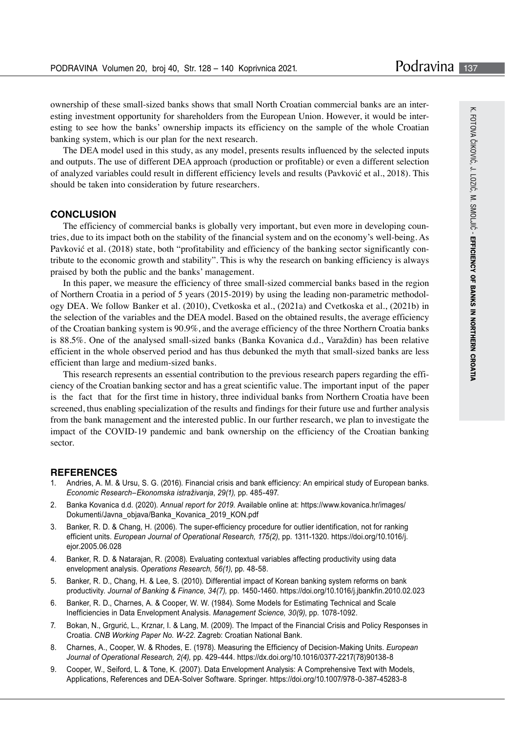ownership of these small-sized banks shows that small North Croatian commercial banks are an interesting investment opportunity for shareholders from the European Union. However, it would be interesting to see how the banks' ownership impacts its efficiency on the sample of the whole Croatian banking system, which is our plan for the next research.

The DEA model used in this study, as any model, presents results influenced by the selected inputs and outputs. The use of different DEA approach (production or profitable) or even a different selection of analyzed variables could result in different efficiency levels and results (Pavković et al., 2018). This should be taken into consideration by future researchers.

## CONCLUSION

The efficiency of commercial banks is globally very important, but even more in developing countries, due to its impact both on the stability of the financial system and on the economy's well-being. As Pavković et al. (2018) state, both "profitability and efficiency of the banking sector significantly contribute to the economic growth and stability". This is why the research on banking efficiency is always praised by both the public and the banks' management.

In this paper, we measure the efficiency of three small-sized commercial banks based in the region of Northern Croatia in a period of 5 years (2015-2019) by using the leading non-parametric methodology DEA. We follow Banker et al. (2010), Cvetkoska et al., (2021a) and Cvetkoska et al., (2021b) in the selection of the variables and the DEA model. Based on the obtained results, the average efficiency of the Croatian banking system is 90.9%, and the average efficiency of the three Northern Croatia banks is 88.5%. One of the analysed small-sized banks (Banka Kovanica d.d., Varaždin) has been relative efficient in the whole observed period and has thus debunked the myth that small-sized banks are less efficient than large and medium-sized banks.

This research represents an essential contribution to the previous research papers regarding the efficiency of the Croatian banking sector and has a great scientific value. The important input of the paper is the fact that for the first time in history, three individual banks from Northern Croatia have been screened, thus enabling specialization of the results and findings for their future use and further analysis from the bank management and the interested public. In our further research, we plan to investigate the impact of the COVID-19 pandemic and bank ownership on the efficiency of the Croatian banking sector.

## REFERENCES

1. Andries, A. M. & Ursu, S. G. (2016). Financial crisis and bank efficiency: An empirical study of European banks. *Economic Research–Ekonomska istraživanja*, *29(1),* pp. 485-497.
2. Banka Kovanica d.d. (2020). *Annual report for 2019.* Available online at: https://www.kovanica.hr/images/Dokumenti/Javna_objava/Banka_Kovanica_2019_KON.pdf
3. Banker, R. D. & Chang, H. (2006). The super-efficiency procedure for outlier identification, not for ranking efficient units. *European Journal of Operational Research, 175(2)*, pp. 1311-1320. https://doi.org/10.1016/j.ejor.2005.06.028
4. Banker, R. D. & Natarajan, R. (2008). Evaluating contextual variables affecting productivity using data envelopment analysis. *Operations Research, 56(1)*, pp. 48-58.
5. Banker, R. D., Chang, H. & Lee, S. (2010). Differential impact of Korean banking system reforms on bank productivity. *Journal of Banking & Finance, 34(7),* pp. 1450-1460. https://doi.org/10.1016/j.jbankfin.2010.02.023
6. Banker, R. D., Charnes, A. & Cooper, W. W. (1984). Some Models for Estimating Technical and Scale Inefficiencies in Data Envelopment Analysis. *Management Science, 30(9)*, pp. 1078-1092.
7. Bokan, N., Grgurić, L., Krznar, I. & Lang, M. (2009). The Impact of the Financial Crisis and Policy Responses in Croatia. *CNB Working Paper No. W-22.* Zagreb: Croatian National Bank.
8. Charnes, A., Cooper, W. & Rhodes, E. (1978). Measuring the Efficiency of Decision-Making Units. *European Journal of Operational Research, 2(4),* pp. 429-444. https://dx.doi.org/10.1016/0377-2217(78)90138-8
9. Cooper, W., Seiford, L. & Tone, K. (2007). Data Envelopment Analysis: A Comprehensive Text with Models, Applications, References and DEA-Solver Software. Springer. https://doi.org/10.1007/978-0-387-45283-8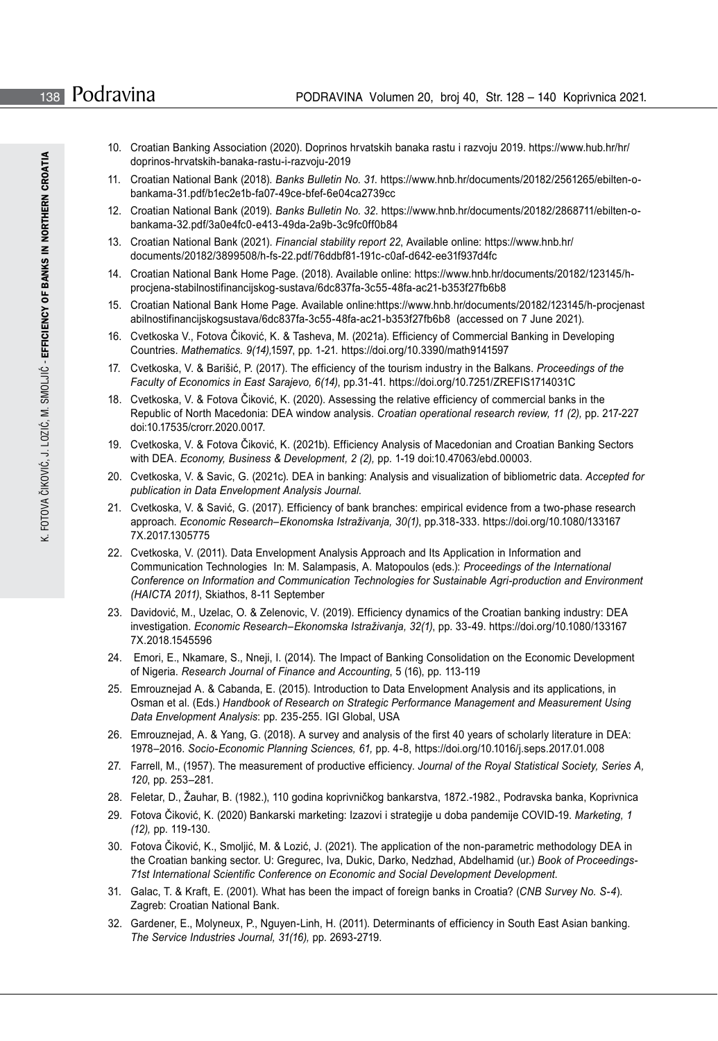10. Croatian Banking Association (2020). Doprinos hrvatskih banaka rastu i razvoju 2019. https://www.hub.hr/hr/doprinos-hrvatskih-banaka-rastu-i-razvoju-2019
11. Croatian National Bank (2018). *Banks Bulletin No. 31.* https://www.hnb.hr/documents/20182/2561265/ebilten-o-bankama-31.pdf/b1ec2e1b-fa07-49ce-bfef-6e04ca2739cc
12. Croatian National Bank (2019). *Banks Bulletin No. 32*. https://www.hnb.hr/documents/20182/2868711/ebilten-o-bankama-32.pdf/3a0e4fc0-e413-49da-2a9b-3c9fc0ff0b84
13. Croatian National Bank (2021). *Financial stability report 22*, Available online: https://www.hnb.hr/documents/20182/3899508/h-fs-22.pdf/76ddbf81-191c-c0af-d642-ee31f937d4fc
14. Croatian National Bank Home Page. (2018). Available online: https://www.hnb.hr/documents/20182/123145/h-procjena-stabilnostifinancijskog-sustava/6dc837fa-3c55-48fa-ac21-b353f27fb6b8
15. Croatian National Bank Home Page. Available online:https://www.hnb.hr/documents/20182/123145/h-procjenastabilnostifinancijskogsustava/6dc837fa-3c55-48fa-ac21-b353f27fb6b8 (accessed on 7 June 2021).
16. Cvetkoska V., Fotova Čiković, K. & Tasheva, M. (2021a). Efficiency of Commercial Banking in Developing Countries. *Mathematics. 9(14)*,1597, pp. 1-21. https://doi.org/10.3390/math9141597
17. Cvetkoska, V. & Barišić, P. (2017). The efficiency of the tourism industry in the Balkans. *Proceedings of the Faculty of Economics in East Sarajevo, 6(14)*, pp.31-41. https://doi.org/10.7251/ZREFIS1714031C
18. Cvetkoska, V. & Fotova Čiković, K. (2020). Assessing the relative efficiency of commercial banks in the Republic of North Macedonia: DEA window analysis. *Croatian operational research review, 11 (2),* pp. 217-227 doi:10.17535/crorr.2020.0017.
19. Cvetkoska, V. & Fotova Čiković, K. (2021b). Efficiency Analysis of Macedonian and Croatian Banking Sectors with DEA. *Economy, Business & Development, 2 (2),* pp. 1-19 doi:10.47063/ebd.00003.
20. Cvetkoska, V. & Savic, G. (2021c). DEA in banking: Analysis and visualization of bibliometric data. *Accepted for publication in Data Envelopment Analysis Journal*.
21. Cvetkoska, V. & Savić, G. (2017). Efficiency of bank branches: empirical evidence from a two-phase research approach. *Economic Research–Ekonomska Istraživanja, 30(1)*, pp.318-333. https://doi.org/10.1080/1331677X.2017.1305775
22. Cvetkoska, V. (2011). Data Envelopment Analysis Approach and Its Application in Information and Communication Technologies In: M. Salampasis, A. Matopoulos (eds.): *Proceedings of the International Conference on Information and Communication Technologies for Sustainable Agri-production and Environment (HAICTA 2011)*, Skiathos, 8-11 September
23. Davidović, M., Uzelac, O. & Zelenovic, V. (2019). Efficiency dynamics of the Croatian banking industry: DEA investigation. *Economic Research–Ekonomska Istraživanja, 32(1)*, pp. 33-49. https://doi.org/10.1080/1331677X.2018.1545596
24. Emori, E., Nkamare, S., Nneji, I. (2014). The Impact of Banking Consolidation on the Economic Development of Nigeria. *Research Journal of Finance and Accounting*, 5 (16), pp. 113-119
25. Emrouznejad A. & Cabanda, E. (2015). Introduction to Data Envelopment Analysis and its applications, in Osman et al. (Eds.) *Handbook of Research on Strategic Performance Management and Measurement Using Data Envelopment Analysis*: pp. 235-255. IGI Global, USA
26. Emrouznejad, A. & Yang, G. (2018). A survey and analysis of the first 40 years of scholarly literature in DEA: 1978–2016. *Socio-Economic Planning Sciences, 61,* pp. 4-8, https://doi.org/10.1016/j.seps.2017.01.008
27. Farrell, M., (1957). The measurement of productive efficiency. *Journal of the Royal Statistical Society, Series A, 120*, pp. 253–281.
28. Feletar, D., Žauhar, B. (1982.), 110 godina koprivničkog bankarstva, 1872.-1982., Podravska banka, Koprivnica
29. Fotova Čiković, K. (2020) Bankarski marketing: Izazovi i strategije u doba pandemije COVID-19. *Marketing, 1 (12),* pp. 119-130.
30. Fotova Čiković, K., Smoljić, M. & Lozić, J. (2021). The application of the non-parametric methodology DEA in the Croatian banking sector. U: Gregurec, Iva, Dukic, Darko, Nedzhad, Abdelhamid (ur.) *Book of Proceedings-71st International Scientific Conference on Economic and Social Development Development*.
31. Galac, T. & Kraft, E. (2001). What has been the impact of foreign banks in Croatia? (*CNB Survey No. S-4*). Zagreb: Croatian National Bank.
32. Gardener, E., Molyneux, P., Nguyen-Linh, H. (2011). Determinants of efficiency in South East Asian banking. *The Service Industries Journal, 31(16),* pp. 2693-2719.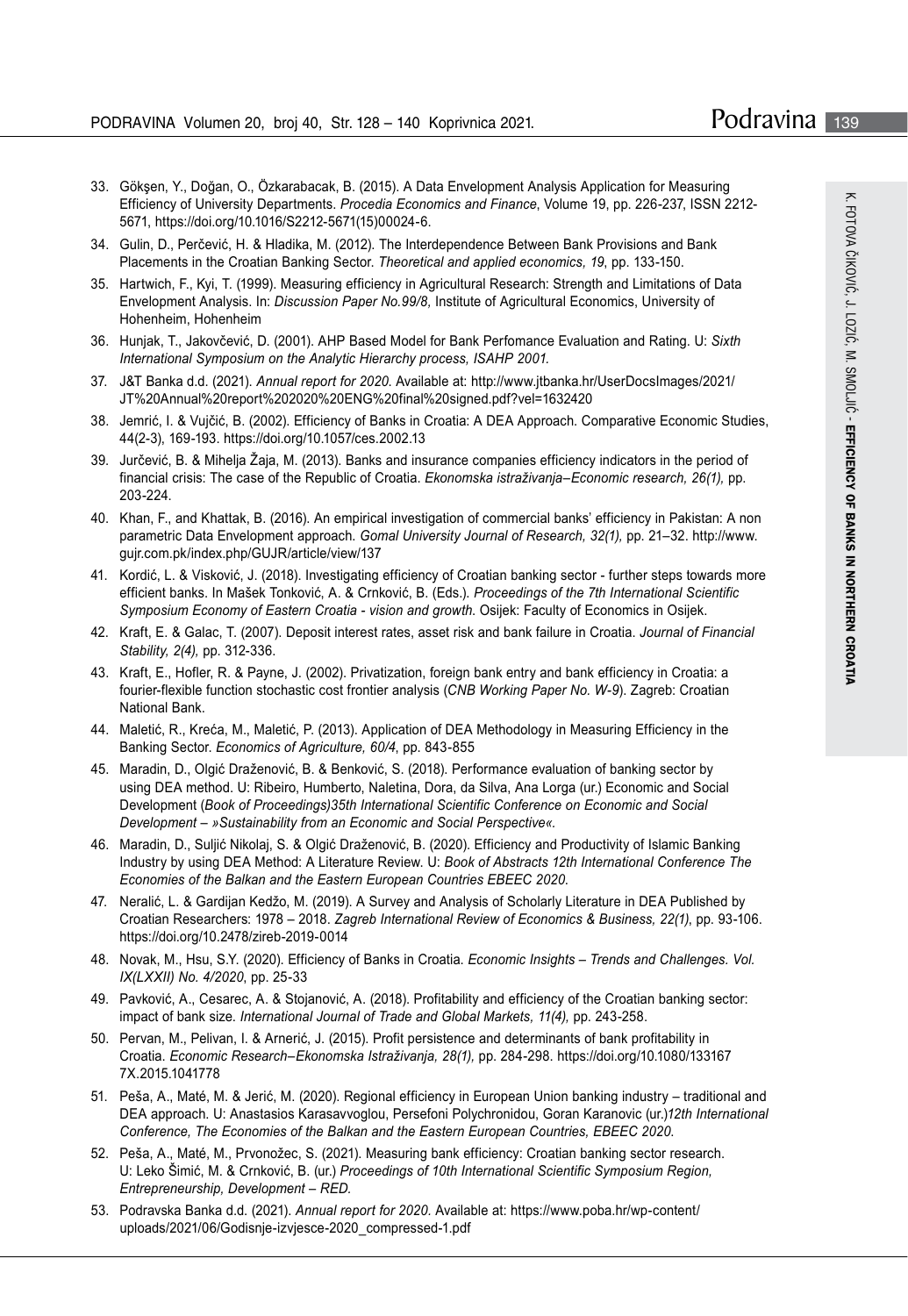33. Gökşen, Y., Doğan, O., Özkarabacak, B. (2015). A Data Envelopment Analysis Application for Measuring Efficiency of University Departments. *Procedia Economics and Finance*, Volume 19, pp. 226-237, ISSN 2212-5671, https://doi.org/10.1016/S2212-5671(15)00024-6.
34. Gulin, D., Perčević, H. & Hladika, M. (2012). The Interdependence Between Bank Provisions and Bank Placements in the Croatian Banking Sector. *Theoretical and applied economics, 19*, pp. 133-150.
35. Hartwich, F., Kyi, T. (1999). Measuring efficiency in Agricultural Research: Strength and Limitations of Data Envelopment Analysis. In: *Discussion Paper No.99/8,* Institute of Agricultural Economics, University of Hohenheim, Hohenheim
36. Hunjak, T., Jakovčević, D. (2001). AHP Based Model for Bank Perfomance Evaluation and Rating. U: *Sixth International Symposium on the Analytic Hierarchy process, ISAHP 2001.*
37. J&T Banka d.d. (2021). *Annual report for 2020.* Available at: http://www.jtbanka.hr/UserDocsImages/2021/JT%20Annual%20report%202020%20ENG%20final%20signed.pdf?vel=1632420
38. Jemrić, I. & Vujčić, B. (2002). Efficiency of Banks in Croatia: A DEA Approach. Comparative Economic Studies, 44(2-3), 169-193. https://doi.org/10.1057/ces.2002.13
39. Jurčević, B. & Mihelja Žaja, M. (2013). Banks and insurance companies efficiency indicators in the period of financial crisis: The case of the Republic of Croatia. *Ekonomska istraživanja–Economic research, 26(1),* pp. 203-224.
40. Khan, F., and Khattak, B. (2016). An empirical investigation of commercial banks' efficiency in Pakistan: A non parametric Data Envelopment approach. *Gomal University Journal of Research, 32(1),* pp. 21–32. http://www.gujr.com.pk/index.php/GUJR/article/view/137
41. Kordić, L. & Visković, J. (2018). Investigating efficiency of Croatian banking sector - further steps towards more efficient banks. In Mašek Tonković, A. & Crnković, B. (Eds.). *Proceedings of the 7th International Scientific Symposium Economy of Eastern Croatia - vision and growth.* Osijek: Faculty of Economics in Osijek.
42. Kraft, E. & Galac, T. (2007). Deposit interest rates, asset risk and bank failure in Croatia. *Journal of Financial Stability, 2(4),* pp. 312-336.
43. Kraft, E., Hofler, R. & Payne, J. (2002). Privatization, foreign bank entry and bank efficiency in Croatia: a fourier-flexible function stochastic cost frontier analysis (*CNB Working Paper No. W-9*). Zagreb: Croatian National Bank.
44. Maletić, R., Kreća, M., Maletić, P. (2013). Application of DEA Methodology in Measuring Efficiency in the Banking Sector. *Economics of Agriculture, 60/4*, pp. 843-855
45. Maradin, D., Olgić Draženović, B. & Benković, S. (2018). Performance evaluation of banking sector by using DEA method. U: Ribeiro, Humberto, Naletina, Dora, da Silva, Ana Lorga (ur.) Economic and Social Development (*Book of Proceedings)35th International Scientific Conference on Economic and Social Development – »Sustainability from an Economic and Social Perspective«.*
46. Maradin, D., Suljić Nikolaj, S. & Olgić Draženović, B. (2020). Efficiency and Productivity of Islamic Banking Industry by using DEA Method: A Literature Review. U: *Book of Abstracts 12th International Conference The Economies of the Balkan and the Eastern European Countries EBEEC 2020.*
47. Neralić, L. & Gardijan Kedžo, M. (2019). A Survey and Analysis of Scholarly Literature in DEA Published by Croatian Researchers: 1978 – 2018. *Zagreb International Review of Economics & Business, 22(1)*, pp. 93-106. https://doi.org/10.2478/zireb-2019-0014
48. Novak, M., Hsu, S.Y. (2020). Efficiency of Banks in Croatia. *Economic Insights – Trends and Challenges. Vol. IX(LXXII) No. 4/2020*, pp. 25-33
49. Pavković, A., Cesarec, A. & Stojanović, A. (2018). Profitability and efficiency of the Croatian banking sector: impact of bank size. *International Journal of Trade and Global Markets, 11(4),* pp. 243-258.
50. Pervan, M., Pelivan, I. & Arnerić, J. (2015). Profit persistence and determinants of bank profitability in Croatia. *Economic Research–Ekonomska Istraživanja, 28(1),* pp. 284-298. https://doi.org/10.1080/1331677X.2015.1041778
51. Peša, A., Maté, M. & Jerić, M. (2020). Regional efficiency in European Union banking industry – traditional and DEA approach. U: Anastasios Karasavvoglou, Persefoni Polychronidou, Goran Karanovic (ur.)*12th International Conference, The Economies of the Balkan and the Eastern European Countries, EBEEC 2020.*
52. Peša, A., Maté, M., Prvonožec, S. (2021). Measuring bank efficiency: Croatian banking sector research. U: Leko Šimić, M. & Crnković, B. (ur.) *Proceedings of 10th International Scientific Symposium Region, Entrepreneurship, Development – RED.*
53. Podravska Banka d.d. (2021). *Annual report for 2020.* Available at: https://www.poba.hr/wp-content/uploads/2021/06/Godisnje-izvjesce-2020_compressed-1.pdf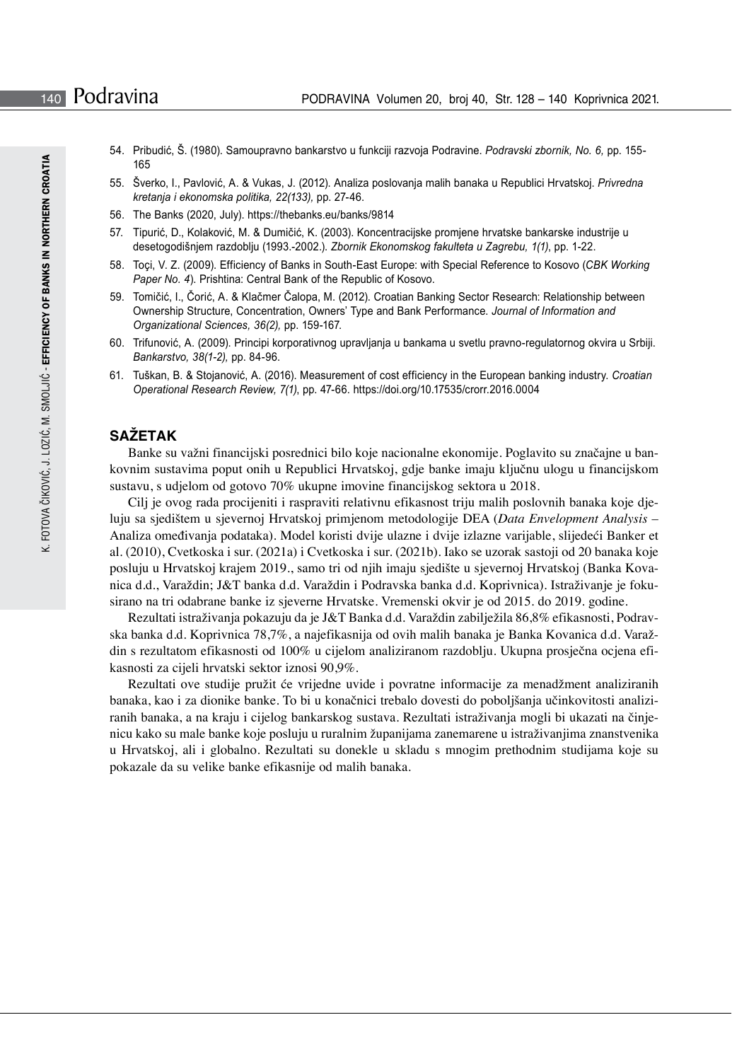54. Pribudić, Š. (1980). Samoupravno bankarstvo u funkciji razvoja Podravine. *Podravski zbornik, No. 6,* pp. 155-165
55. Šverko, I., Pavlović, A. & Vukas, J. (2012). Analiza poslovanja malih banaka u Republici Hrvatskoj. *Privredna kretanja i ekonomska politika, 22(133),* pp. 27-46.
56. The Banks (2020, July). https://thebanks.eu/banks/9814
57. Tipurić, D., Kolaković, M. & Dumičić, K. (2003). Koncentracijske promjene hrvatske bankarske industrije u desetogodišnjem razdoblju (1993.-2002.). *Zbornik Ekonomskog fakulteta u Zagrebu, 1(1)*, pp. 1-22.
58. Toçi, V. Z. (2009). Efficiency of Banks in South-East Europe: with Special Reference to Kosovo (*CBK Working Paper No. 4*). Prishtina: Central Bank of the Republic of Kosovo.
59. Tomičić, I., Čorić, A. & Klačmer Čalopa, M. (2012). Croatian Banking Sector Research: Relationship between Ownership Structure, Concentration, Owners' Type and Bank Performance. *Journal of Information and Organizational Sciences, 36(2),* pp. 159-167.
60. Trifunović, A. (2009). Principi korporativnog upravljanja u bankama u svetlu pravno-regulatornog okvira u Srbiji. *Bankarstvo, 38(1-2),* pp. 84-96.
61. Tuškan, B. & Stojanović, A. (2016). Measurement of cost efficiency in the European banking industry. *Croatian Operational Research Review, 7(1)*, pp. 47-66. https://doi.org/10.17535/crorr.2016.0004

## SAŽETAK

Banke su važni financijski posrednici bilo koje nacionalne ekonomije. Poglavito su značajne u bankovnim sustavima poput onih u Republici Hrvatskoj, gdje banke imaju ključnu ulogu u financijskom sustavu, s udjelom od gotovo 70% ukupne imovine financijskog sektora u 2018.

Cilj je ovog rada procijeniti i raspraviti relativnu efikasnost triju malih poslovnih banaka koje djeluju sa sjedištem u sjevernoj Hrvatskoj primjenom metodologije DEA (*Data Envelopment Analysis* – Analiza omeđivanja podataka). Model koristi dvije ulazne i dvije izlazne varijable, slijedeći Banker et al. (2010), Cvetkoska i sur. (2021a) i Cvetkoska i sur. (2021b). Iako se uzorak sastoji od 20 banaka koje posluju u Hrvatskoj krajem 2019., samo tri od njih imaju sjedište u sjevernoj Hrvatskoj (Banka Kovanica d.d., Varaždin; J&T banka d.d. Varaždin i Podravska banka d.d. Koprivnica). Istraživanje je fokusirano na tri odabrane banke iz sjeverne Hrvatske. Vremenski okvir je od 2015. do 2019. godine.

Rezultati istraživanja pokazuju da je J&T Banka d.d. Varaždin zabilježila 86,8% efikasnosti, Podravska banka d.d. Koprivnica 78,7%, a najefikasnija od ovih malih banaka je Banka Kovanica d.d. Varaždin s rezultatom efikasnosti od 100% u cijelom analiziranom razdoblju. Ukupna prosječna ocjena efikasnosti za cijeli hrvatski sektor iznosi 90,9%.

Rezultati ove studije pružit će vrijedne uvide i povratne informacije za menadžment analiziranih banaka, kao i za dionike banke. To bi u konačnici trebalo dovesti do poboljšanja učinkovitosti analiziranih banaka, a na kraju i cijelog bankarskog sustava. Rezultati istraživanja mogli bi ukazati na činjenicu kako su male banke koje posluju u ruralnim županijama zanemarene u istraživanjima znanstvenika u Hrvatskoj, ali i globalno. Rezultati su donekle u skladu s mnogim prethodnim studijama koje su pokazale da su velike banke efikasnije od malih banaka.